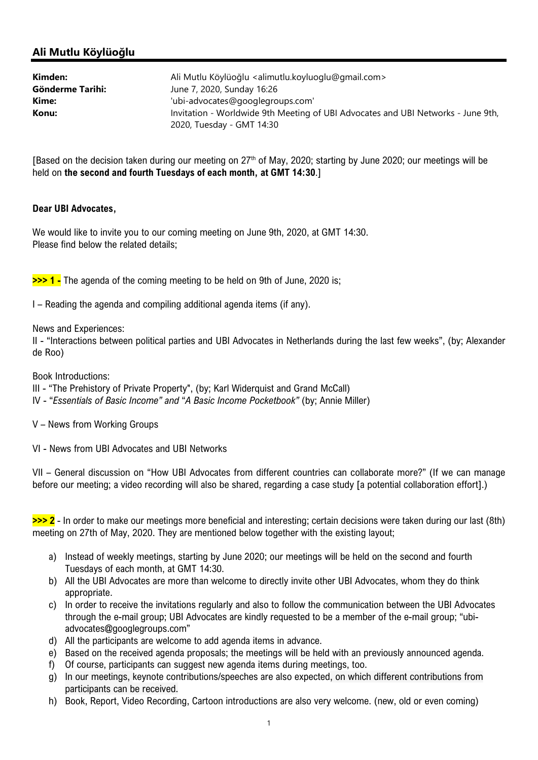## Ali Mutlu Köylüoğlu

| | |
|---|---|
| **Kimden:** | Ali Mutlu Köylüoğlu <alimutlu.koyluoglu@gmail.com> |
| **Gönderme Tarihi:** | June 7, 2020, Sunday 16:26 |
| **Kime:** | 'ubi-advocates@googlegroups.com' |
| **Konu:** | Invitation - Worldwide 9th Meeting of UBI Advocates and UBI Networks - June 9th, 2020, Tuesday - GMT 14:30 |

[Based on the decision taken during our meeting on 27th of May, 2020; starting by June 2020; our meetings will be held on **the second and fourth Tuesdays of each month, at GMT 14:30**.]

**Dear UBI Advocates,**

We would like to invite you to our coming meeting on June 9th, 2020, at GMT 14:30.
Please find below the related details;

**>>> 1 -** The agenda of the coming meeting to be held on 9th of June, 2020 is;

I – Reading the agenda and compiling additional agenda items (if any).

News and Experiences:
II - "Interactions between political parties and UBI Advocates in Netherlands during the last few weeks", (by; Alexander de Roo)

Book Introductions:
III - "The Prehistory of Private Property", (by; Karl Widerquist and Grand McCall)
IV - "*Essentials of Basic Income" and "A Basic Income Pocketbook"* (by; Annie Miller)

V – News from Working Groups

VI - News from UBI Advocates and UBI Networks

VII – General discussion on "How UBI Advocates from different countries can collaborate more?" (If we can manage before our meeting; a video recording will also be shared, regarding a case study [a potential collaboration effort].)

**>>> 2** - In order to make our meetings more beneficial and interesting; certain decisions were taken during our last (8th) meeting on 27th of May, 2020. They are mentioned below together with the existing layout;

a) Instead of weekly meetings, starting by June 2020; our meetings will be held on the second and fourth Tuesdays of each month, at GMT 14:30.
b) All the UBI Advocates are more than welcome to directly invite other UBI Advocates, whom they do think appropriate.
c) In order to receive the invitations regularly and also to follow the communication between the UBI Advocates through the e-mail group; UBI Advocates are kindly requested to be a member of the e-mail group; "ubi-advocates@googlegroups.com"
d) All the participants are welcome to add agenda items in advance.
e) Based on the received agenda proposals; the meetings will be held with an previously announced agenda.
f) Of course, participants can suggest new agenda items during meetings, too.
g) In our meetings, keynote contributions/speeches are also expected, on which different contributions from participants can be received.
h) Book, Report, Video Recording, Cartoon introductions are also very welcome. (new, old or even coming)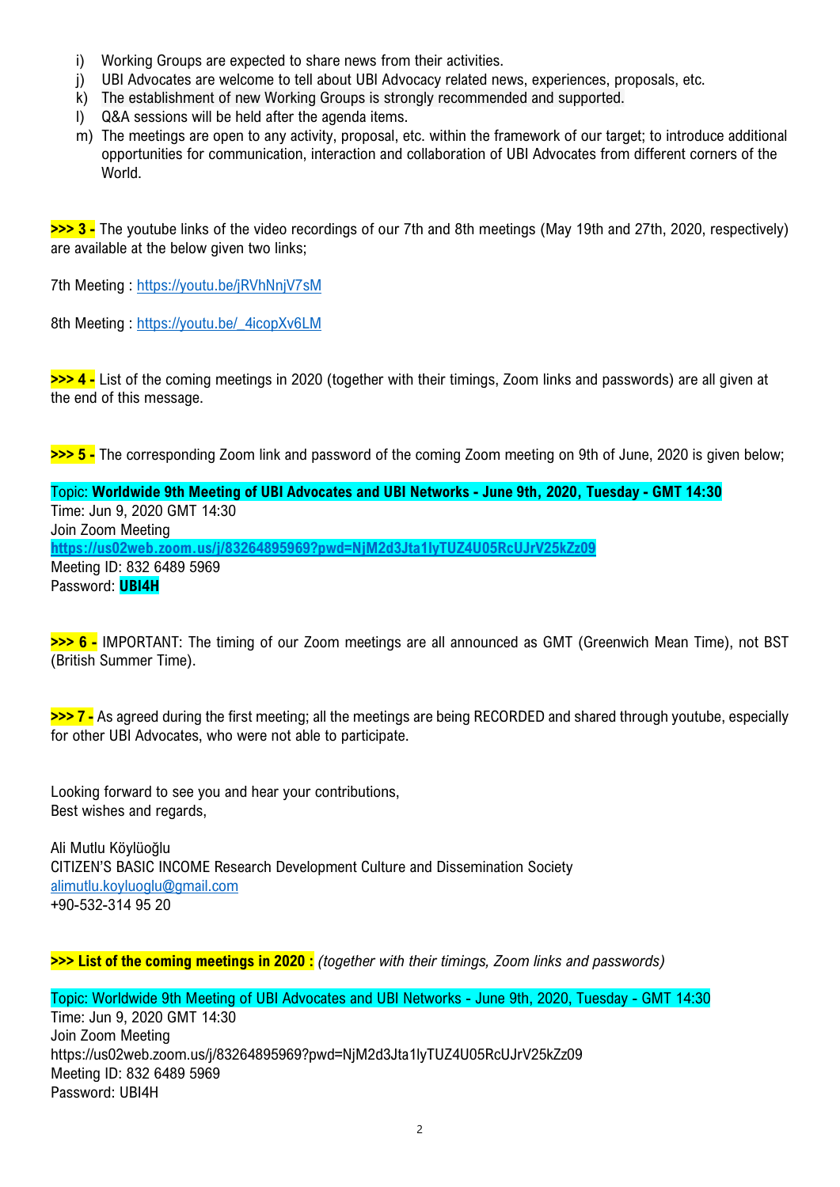i) Working Groups are expected to share news from their activities.
j) UBI Advocates are welcome to tell about UBI Advocacy related news, experiences, proposals, etc.
k) The establishment of new Working Groups is strongly recommended and supported.
l) Q&A sessions will be held after the agenda items.
m) The meetings are open to any activity, proposal, etc. within the framework of our target; to introduce additional opportunities for communication, interaction and collaboration of UBI Advocates from different corners of the World.

**>>> 3 -** The youtube links of the video recordings of our 7th and 8th meetings (May 19th and 27th, 2020, respectively) are available at the below given two links;

7th Meeting : https://youtu.be/jRVhNnjV7sM

8th Meeting : https://youtu.be/_4icopXv6LM

**>>> 4 -** List of the coming meetings in 2020 (together with their timings, Zoom links and passwords) are all given at the end of this message.

**>>> 5 -** The corresponding Zoom link and password of the coming Zoom meeting on 9th of June, 2020 is given below;

Topic: **Worldwide 9th Meeting of UBI Advocates and UBI Networks - June 9th, 2020, Tuesday - GMT 14:30**
Time: Jun 9, 2020 GMT 14:30
Join Zoom Meeting
**https://us02web.zoom.us/j/83264895969?pwd=NjM2d3Jta1lyTUZ4U05RcUJrV25kZz09**
Meeting ID: 832 6489 5969
Password: **UBI4H**

**>>> 6 -** IMPORTANT: The timing of our Zoom meetings are all announced as GMT (Greenwich Mean Time), not BST (British Summer Time).

**>>> 7 -** As agreed during the first meeting; all the meetings are being RECORDED and shared through youtube, especially for other UBI Advocates, who were not able to participate.

Looking forward to see you and hear your contributions,
Best wishes and regards,

Ali Mutlu Köylüoğlu
CITIZEN'S BASIC INCOME Research Development Culture and Dissemination Society
alimutlu.koyluoglu@gmail.com
+90-532-314 95 20

**>>> List of the coming meetings in 2020 :** *(together with their timings, Zoom links and passwords)*

Topic: Worldwide 9th Meeting of UBI Advocates and UBI Networks - June 9th, 2020, Tuesday - GMT 14:30
Time: Jun 9, 2020 GMT 14:30
Join Zoom Meeting
https://us02web.zoom.us/j/83264895969?pwd=NjM2d3Jta1lyTUZ4U05RcUJrV25kZz09
Meeting ID: 832 6489 5969
Password: UBI4H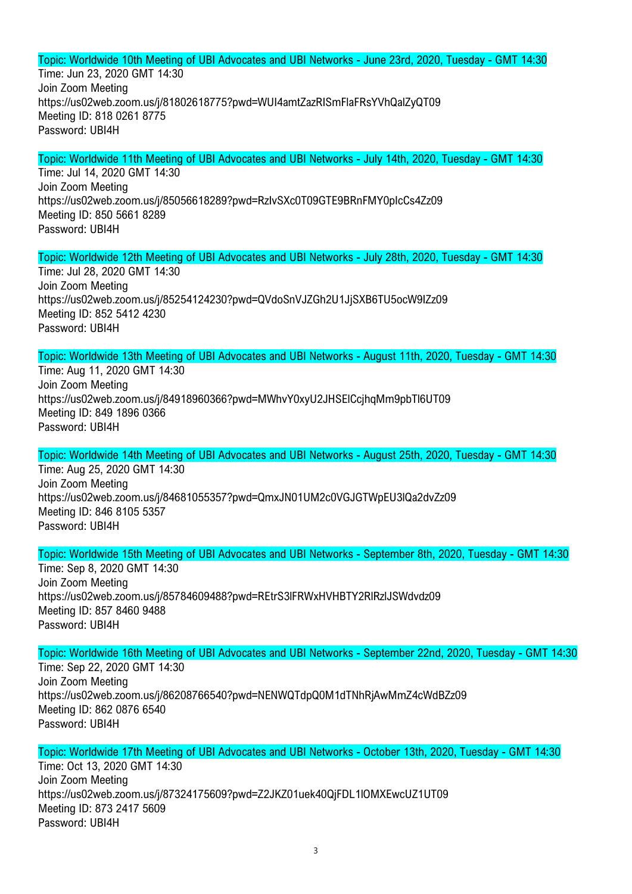Topic: Worldwide 10th Meeting of UBI Advocates and UBI Networks - June 23rd, 2020, Tuesday - GMT 14:30
Time: Jun 23, 2020 GMT 14:30
Join Zoom Meeting
https://us02web.zoom.us/j/81802618775?pwd=WUI4amtZazRISmFlaFRsYVhQalZyQT09
Meeting ID: 818 0261 8775
Password: UBI4H

Topic: Worldwide 11th Meeting of UBI Advocates and UBI Networks - July 14th, 2020, Tuesday - GMT 14:30
Time: Jul 14, 2020 GMT 14:30
Join Zoom Meeting
https://us02web.zoom.us/j/85056618289?pwd=RzlvSXc0T09GTE9BRnFMY0pIcCs4Zz09
Meeting ID: 850 5661 8289
Password: UBI4H

Topic: Worldwide 12th Meeting of UBI Advocates and UBI Networks - July 28th, 2020, Tuesday - GMT 14:30
Time: Jul 28, 2020 GMT 14:30
Join Zoom Meeting
https://us02web.zoom.us/j/85254124230?pwd=QVdoSnVJZGh2U1JjSXB6TU5ocW9IZz09
Meeting ID: 852 5412 4230
Password: UBI4H

Topic: Worldwide 13th Meeting of UBI Advocates and UBI Networks - August 11th, 2020, Tuesday - GMT 14:30
Time: Aug 11, 2020 GMT 14:30
Join Zoom Meeting
https://us02web.zoom.us/j/84918960366?pwd=MWhvY0xyU2JHSElCcjhqMm9pbTl6UT09
Meeting ID: 849 1896 0366
Password: UBI4H

Topic: Worldwide 14th Meeting of UBI Advocates and UBI Networks - August 25th, 2020, Tuesday - GMT 14:30
Time: Aug 25, 2020 GMT 14:30
Join Zoom Meeting
https://us02web.zoom.us/j/84681055357?pwd=QmxJN01UM2c0VGJGTWpEU3lQa2dvZz09
Meeting ID: 846 8105 5357
Password: UBI4H

Topic: Worldwide 15th Meeting of UBI Advocates and UBI Networks - September 8th, 2020, Tuesday - GMT 14:30
Time: Sep 8, 2020 GMT 14:30
Join Zoom Meeting
https://us02web.zoom.us/j/85784609488?pwd=REtrS3lFRWxHVHBTY2RlRzlJSWdvdz09
Meeting ID: 857 8460 9488
Password: UBI4H

Topic: Worldwide 16th Meeting of UBI Advocates and UBI Networks - September 22nd, 2020, Tuesday - GMT 14:30
Time: Sep 22, 2020 GMT 14:30
Join Zoom Meeting
https://us02web.zoom.us/j/86208766540?pwd=NENWQTdpQ0M1dTNhRjAwMmZ4cWdBZz09
Meeting ID: 862 0876 6540
Password: UBI4H

Topic: Worldwide 17th Meeting of UBI Advocates and UBI Networks - October 13th, 2020, Tuesday - GMT 14:30
Time: Oct 13, 2020 GMT 14:30
Join Zoom Meeting
https://us02web.zoom.us/j/87324175609?pwd=Z2JKZ01uek40QjFDL1lOMXEwcUZ1UT09
Meeting ID: 873 2417 5609
Password: UBI4H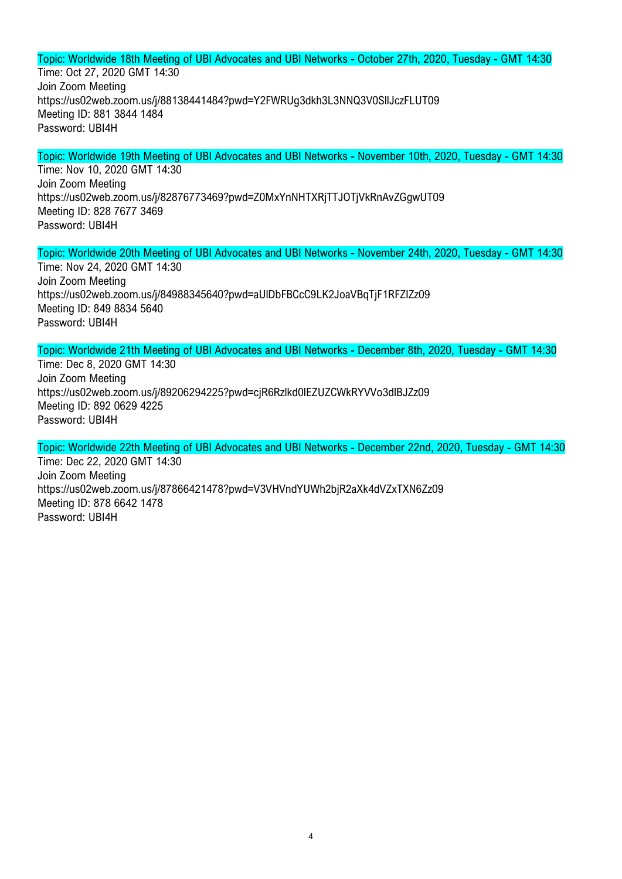Topic: Worldwide 18th Meeting of UBI Advocates and UBI Networks - October 27th, 2020, Tuesday - GMT 14:30
Time: Oct 27, 2020 GMT 14:30
Join Zoom Meeting
https://us02web.zoom.us/j/88138441484?pwd=Y2FWRUg3dkh3L3NNQ3V0SllJczFLUT09
Meeting ID: 881 3844 1484
Password: UBI4H

Topic: Worldwide 19th Meeting of UBI Advocates and UBI Networks - November 10th, 2020, Tuesday - GMT 14:30
Time: Nov 10, 2020 GMT 14:30
Join Zoom Meeting
https://us02web.zoom.us/j/82876773469?pwd=Z0MxYnNHTXRjTTJOTjVkRnAvZGgwUT09
Meeting ID: 828 7677 3469
Password: UBI4H

Topic: Worldwide 20th Meeting of UBI Advocates and UBI Networks - November 24th, 2020, Tuesday - GMT 14:30
Time: Nov 24, 2020 GMT 14:30
Join Zoom Meeting
https://us02web.zoom.us/j/84988345640?pwd=aUlDbFBCcC9LK2JoaVBqTjF1RFZIZz09
Meeting ID: 849 8834 5640
Password: UBI4H

Topic: Worldwide 21th Meeting of UBI Advocates and UBI Networks - December 8th, 2020, Tuesday - GMT 14:30
Time: Dec 8, 2020 GMT 14:30
Join Zoom Meeting
https://us02web.zoom.us/j/89206294225?pwd=cjR6Rzlkd0lEZUZCWkRYVVo3dlBJZz09
Meeting ID: 892 0629 4225
Password: UBI4H

Topic: Worldwide 22th Meeting of UBI Advocates and UBI Networks - December 22nd, 2020, Tuesday - GMT 14:30
Time: Dec 22, 2020 GMT 14:30
Join Zoom Meeting
https://us02web.zoom.us/j/87866421478?pwd=V3VHVndYUWh2bjR2aXk4dVZxTXN6Zz09
Meeting ID: 878 6642 1478
Password: UBI4H